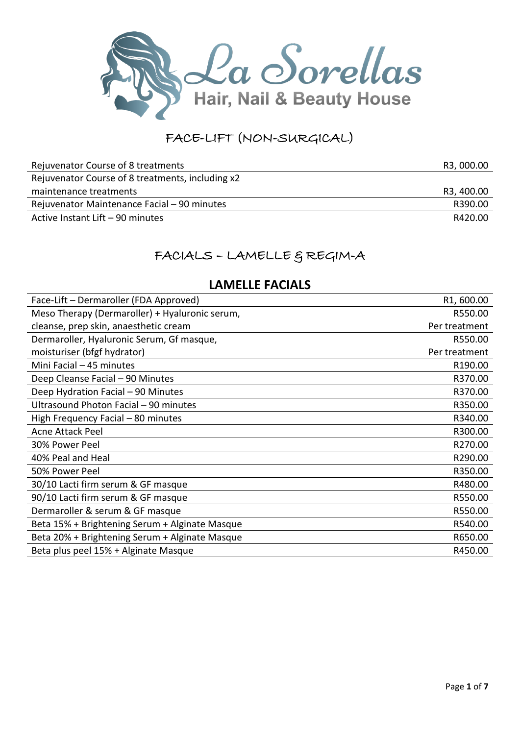# La Sorellas

**Hair, Nail & Beauty House**

## FACE-LIFT (NON-SURGICAL)

| Treatment | Price |
|---|---|
| Rejuvenator Course of 8 treatments | R3, 000.00 |
| Rejuvenator Course of 8 treatments, including x2 maintenance treatments | R3, 400.00 |
| Rejuvenator Maintenance Facial – 90 minutes | R390.00 |
| Active Instant Lift – 90 minutes | R420.00 |

## FACIALS – LAMELLE & REGIM-A

### LAMELLE FACIALS

| Treatment | Price |
|---|---|
| Face-Lift – Dermaroller (FDA Approved) | R1, 600.00 |
| Meso Therapy (Dermaroller) + Hyaluronic serum, cleanse, prep skin, anaesthetic cream | R550.00 Per treatment |
| Dermaroller, Hyaluronic Serum, Gf masque, moisturiser (bfgf hydrator) | R550.00 Per treatment |
| Mini Facial – 45 minutes | R190.00 |
| Deep Cleanse Facial – 90 Minutes | R370.00 |
| Deep Hydration Facial – 90 Minutes | R370.00 |
| Ultrasound Photon Facial – 90 minutes | R350.00 |
| High Frequency Facial – 80 minutes | R340.00 |
| Acne Attack Peel | R300.00 |
| 30% Power Peel | R270.00 |
| 40% Peal and Heal | R290.00 |
| 50% Power Peel | R350.00 |
| 30/10 Lacti firm serum & GF masque | R480.00 |
| 90/10 Lacti firm serum & GF masque | R550.00 |
| Dermaroller & serum & GF masque | R550.00 |
| Beta 15% + Brightening Serum + Alginate Masque | R540.00 |
| Beta 20% + Brightening Serum + Alginate Masque | R650.00 |
| Beta plus peel 15% + Alginate Masque | R450.00 |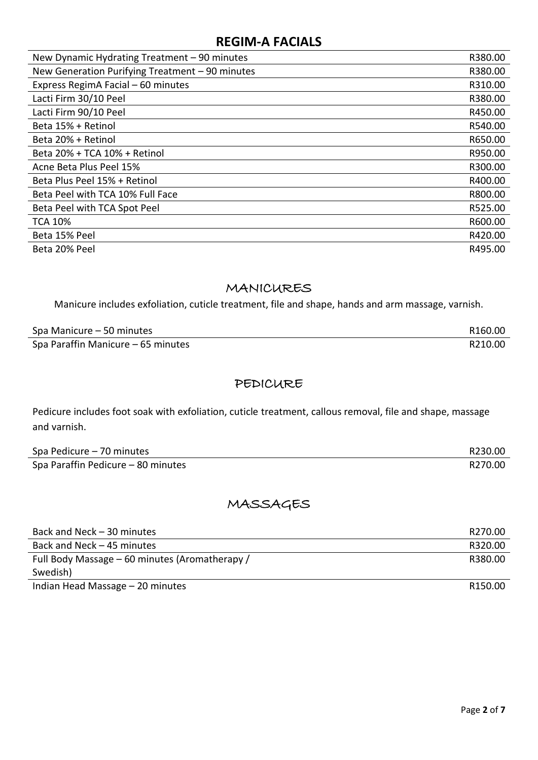## REGIM-A FACIALS

| Treatment | Price |
|---|---|
| New Dynamic Hydrating Treatment – 90 minutes | R380.00 |
| New Generation Purifying Treatment – 90 minutes | R380.00 |
| Express RegimA Facial – 60 minutes | R310.00 |
| Lacti Firm 30/10 Peel | R380.00 |
| Lacti Firm 90/10 Peel | R450.00 |
| Beta 15% + Retinol | R540.00 |
| Beta 20% + Retinol | R650.00 |
| Beta 20% + TCA 10% + Retinol | R950.00 |
| Acne Beta Plus Peel 15% | R300.00 |
| Beta Plus Peel 15% + Retinol | R400.00 |
| Beta Peel with TCA 10% Full Face | R800.00 |
| Beta Peel with TCA Spot Peel | R525.00 |
| TCA 10% | R600.00 |
| Beta 15% Peel | R420.00 |
| Beta 20% Peel | R495.00 |

## MANICURES

Manicure includes exfoliation, cuticle treatment, file and shape, hands and arm massage, varnish.

| Treatment | Price |
|---|---|
| Spa Manicure – 50 minutes | R160.00 |
| Spa Paraffin Manicure – 65 minutes | R210.00 |

## PEDICURE

Pedicure includes foot soak with exfoliation, cuticle treatment, callous removal, file and shape, massage and varnish.

| Treatment | Price |
|---|---|
| Spa Pedicure – 70 minutes | R230.00 |
| Spa Paraffin Pedicure – 80 minutes | R270.00 |

## MASSAGES

| Treatment | Price |
|---|---|
| Back and Neck – 30 minutes | R270.00 |
| Back and Neck – 45 minutes | R320.00 |
| Full Body Massage – 60 minutes (Aromatherapy / Swedish) | R380.00 |
| Indian Head Massage – 20 minutes | R150.00 |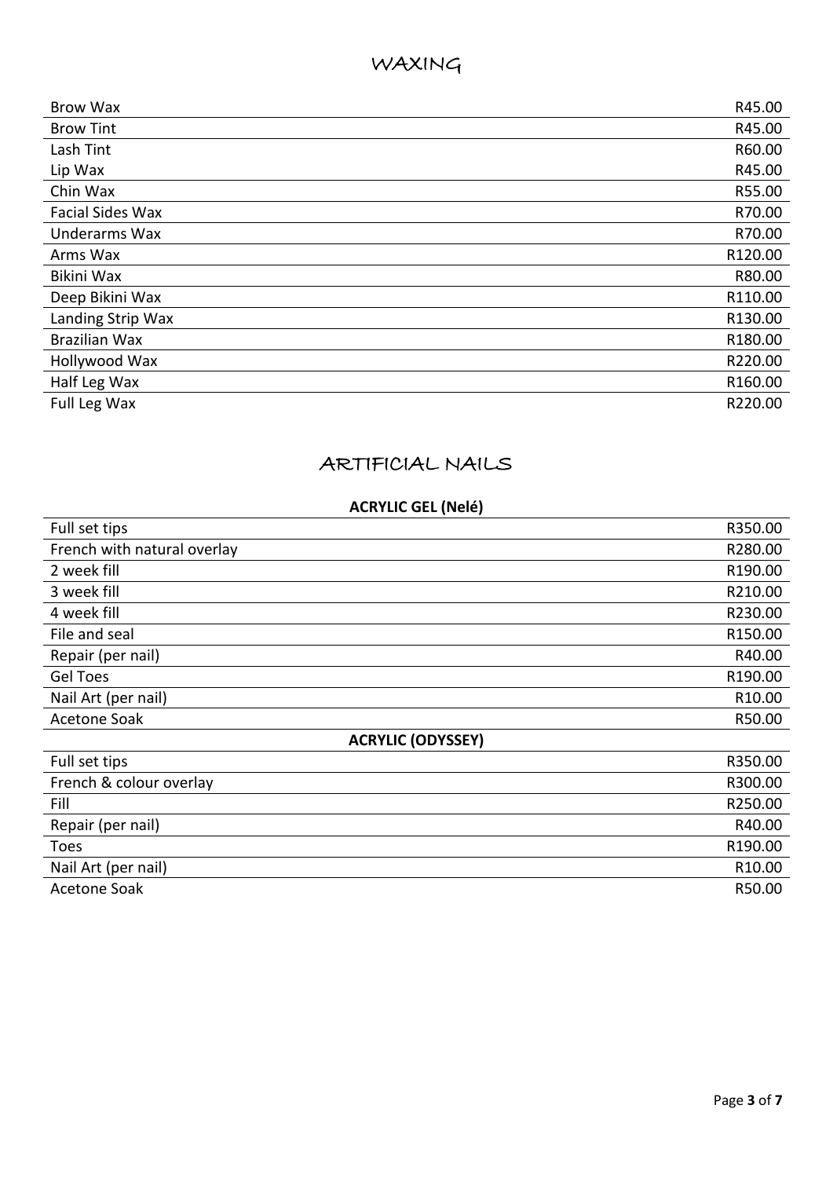# WAXING

| | |
|---|---|
| Brow Wax | R45.00 |
| Brow Tint | R45.00 |
| Lash Tint | R60.00 |
| Lip Wax | R45.00 |
| Chin Wax | R55.00 |
| Facial Sides Wax | R70.00 |
| Underarms Wax | R70.00 |
| Arms Wax | R120.00 |
| Bikini Wax | R80.00 |
| Deep Bikini Wax | R110.00 |
| Landing Strip Wax | R130.00 |
| Brazilian Wax | R180.00 |
| Hollywood Wax | R220.00 |
| Half Leg Wax | R160.00 |
| Full Leg Wax | R220.00 |

# ARTIFICIAL NAILS

**ACRYLIC GEL (Nelé)**

| | |
|---|---|
| Full set tips | R350.00 |
| French with natural overlay | R280.00 |
| 2 week fill | R190.00 |
| 3 week fill | R210.00 |
| 4 week fill | R230.00 |
| File and seal | R150.00 |
| Repair (per nail) | R40.00 |
| Gel Toes | R190.00 |
| Nail Art (per nail) | R10.00 |
| Acetone Soak | R50.00 |

**ACRYLIC (ODYSSEY)**

| | |
|---|---|
| Full set tips | R350.00 |
| French & colour overlay | R300.00 |
| Fill | R250.00 |
| Repair (per nail) | R40.00 |
| Toes | R190.00 |
| Nail Art (per nail) | R10.00 |
| Acetone Soak | R50.00 |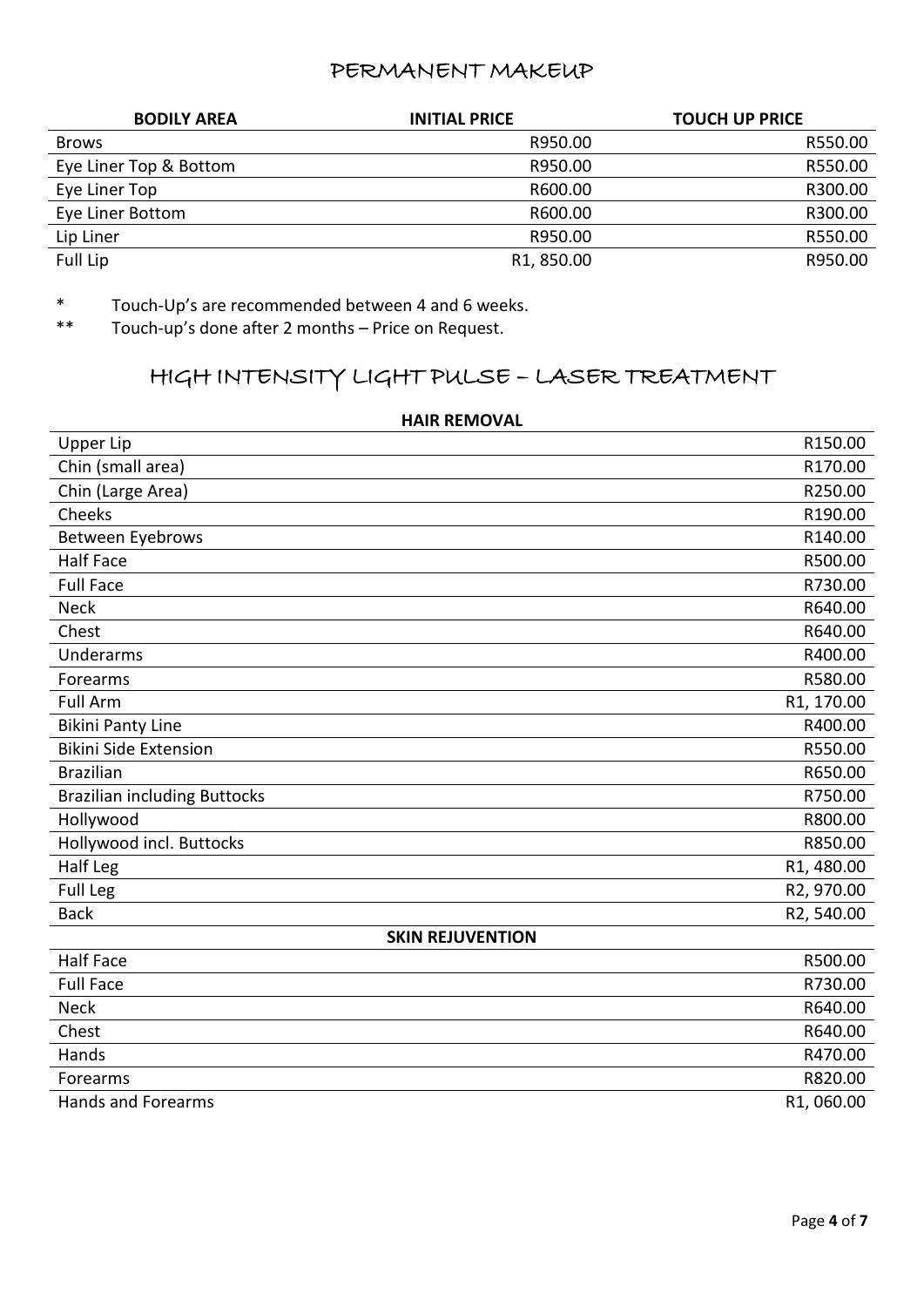# PERMANENT MAKEUP

| BODILY AREA | INITIAL PRICE | TOUCH UP PRICE |
| --- | --- | --- |
| Brows | R950.00 | R550.00 |
| Eye Liner Top & Bottom | R950.00 | R550.00 |
| Eye Liner Top | R600.00 | R300.00 |
| Eye Liner Bottom | R600.00 | R300.00 |
| Lip Liner | R950.00 | R550.00 |
| Full Lip | R1, 850.00 | R950.00 |

\* Touch-Up's are recommended between 4 and 6 weeks.

\** Touch-up's done after 2 months – Price on Request.

# HIGH INTENSITY LIGHT PULSE – LASER TREATMENT

| HAIR REMOVAL | |
| --- | --- |
| Upper Lip | R150.00 |
| Chin (small area) | R170.00 |
| Chin (Large Area) | R250.00 |
| Cheeks | R190.00 |
| Between Eyebrows | R140.00 |
| Half Face | R500.00 |
| Full Face | R730.00 |
| Neck | R640.00 |
| Chest | R640.00 |
| Underarms | R400.00 |
| Forearms | R580.00 |
| Full Arm | R1, 170.00 |
| Bikini Panty Line | R400.00 |
| Bikini Side Extension | R550.00 |
| Brazilian | R650.00 |
| Brazilian including Buttocks | R750.00 |
| Hollywood | R800.00 |
| Hollywood incl. Buttocks | R850.00 |
| Half Leg | R1, 480.00 |
| Full Leg | R2, 970.00 |
| Back | R2, 540.00 |
| **SKIN REJUVENTION** | |
| Half Face | R500.00 |
| Full Face | R730.00 |
| Neck | R640.00 |
| Chest | R640.00 |
| Hands | R470.00 |
| Forearms | R820.00 |
| Hands and Forearms | R1, 060.00 |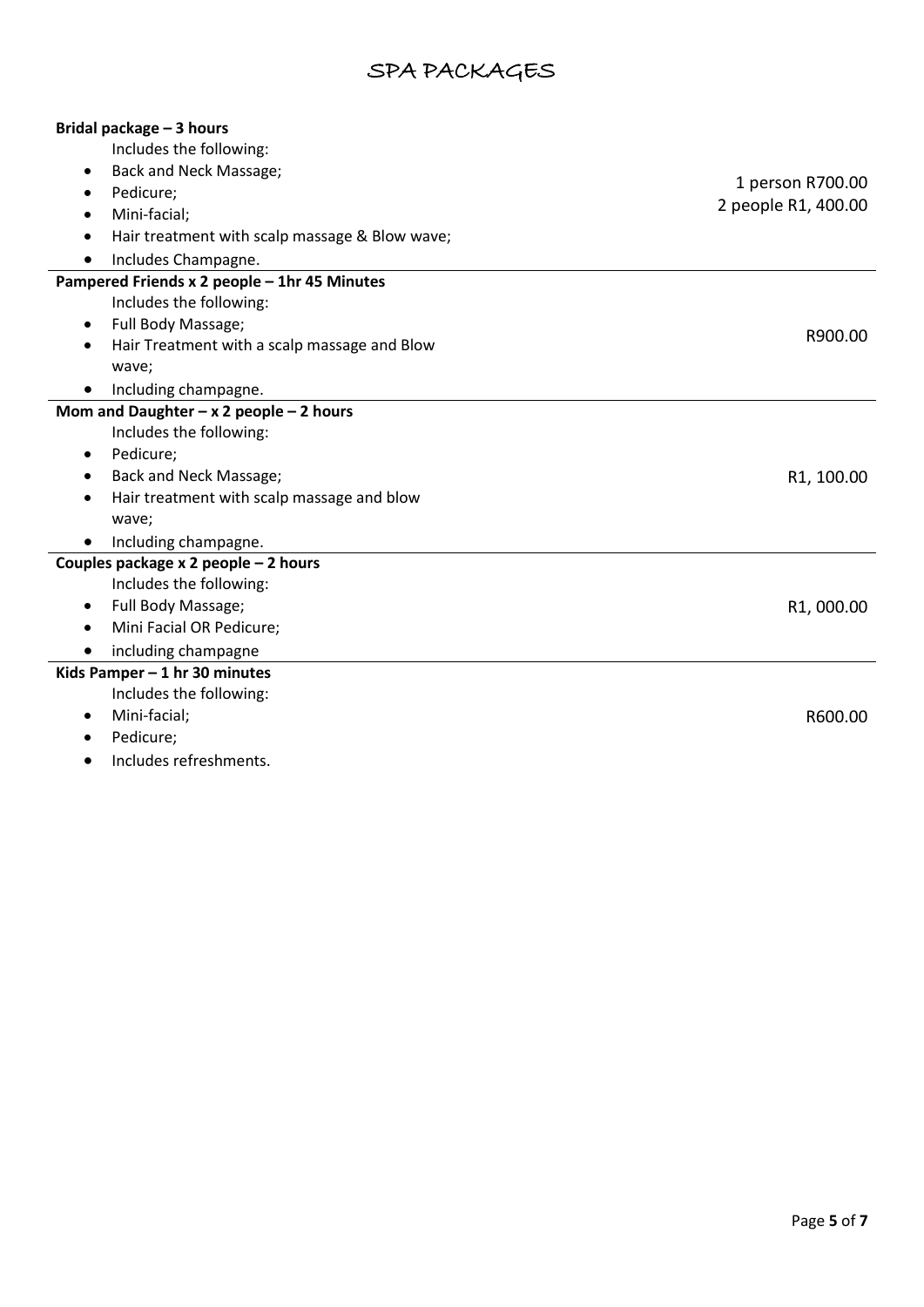# SPA PACKAGES

| Package | Price |
| --- | --- |
| **Bridal package – 3 hours**<br>Includes the following:<br>• Back and Neck Massage;<br>• Pedicure;<br>• Mini-facial;<br>• Hair treatment with scalp massage & Blow wave;<br>• Includes Champagne. | 1 person R700.00<br>2 people R1, 400.00 |
| **Pampered Friends x 2 people – 1hr 45 Minutes**<br>Includes the following:<br>• Full Body Massage;<br>• Hair Treatment with a scalp massage and Blow wave;<br>• Including champagne. | R900.00 |
| **Mom and Daughter – x 2 people – 2 hours**<br>Includes the following:<br>• Pedicure;<br>• Back and Neck Massage;<br>• Hair treatment with scalp massage and blow wave;<br>• Including champagne. | R1, 100.00 |
| **Couples package x 2 people – 2 hours**<br>Includes the following:<br>• Full Body Massage;<br>• Mini Facial OR Pedicure;<br>• including champagne | R1, 000.00 |
| **Kids Pamper – 1 hr 30 minutes**<br>Includes the following:<br>• Mini-facial;<br>• Pedicure;<br>• Includes refreshments. | R600.00 |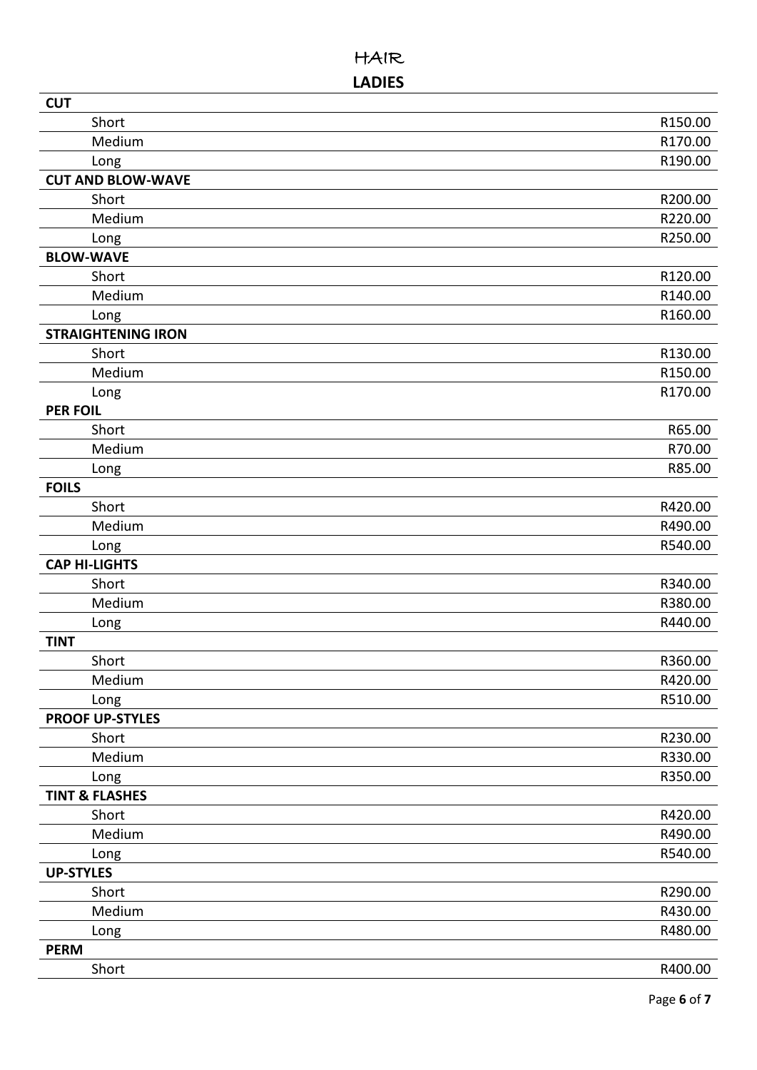# HAIR

## LADIES

| | |
|---|---|
| **CUT** | |
| Short | R150.00 |
| Medium | R170.00 |
| Long | R190.00 |
| **CUT AND BLOW-WAVE** | |
| Short | R200.00 |
| Medium | R220.00 |
| Long | R250.00 |
| **BLOW-WAVE** | |
| Short | R120.00 |
| Medium | R140.00 |
| Long | R160.00 |
| **STRAIGHTENING IRON** | |
| Short | R130.00 |
| Medium | R150.00 |
| Long | R170.00 |
| **PER FOIL** | |
| Short | R65.00 |
| Medium | R70.00 |
| Long | R85.00 |
| **FOILS** | |
| Short | R420.00 |
| Medium | R490.00 |
| Long | R540.00 |
| **CAP HI-LIGHTS** | |
| Short | R340.00 |
| Medium | R380.00 |
| Long | R440.00 |
| **TINT** | |
| Short | R360.00 |
| Medium | R420.00 |
| Long | R510.00 |
| **PROOF UP-STYLES** | |
| Short | R230.00 |
| Medium | R330.00 |
| Long | R350.00 |
| **TINT & FLASHES** | |
| Short | R420.00 |
| Medium | R490.00 |
| Long | R540.00 |
| **UP-STYLES** | |
| Short | R290.00 |
| Medium | R430.00 |
| Long | R480.00 |
| **PERM** | |
| Short | R400.00 |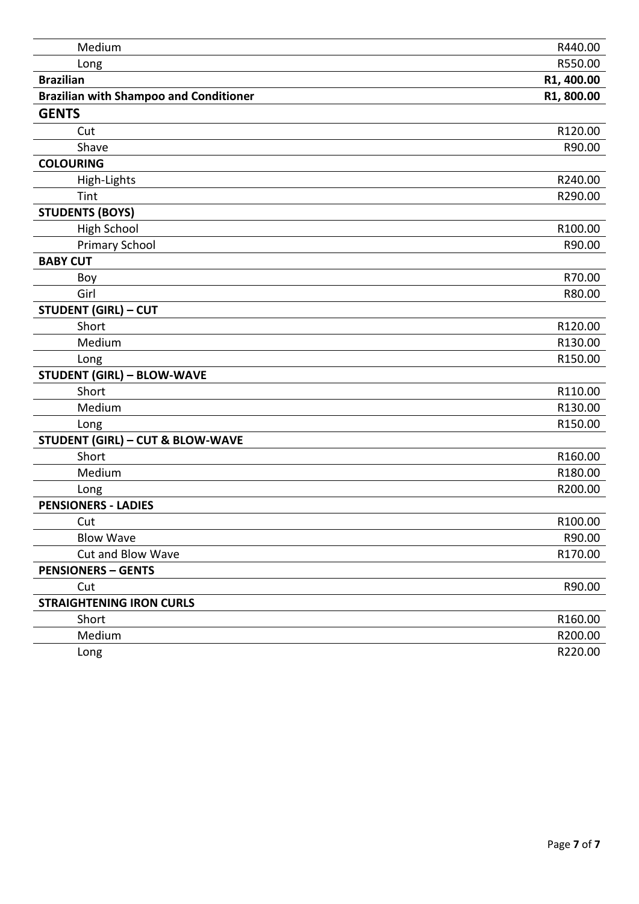| | |
|---|---|
| Medium | R440.00 |
| Long | R550.00 |
| **Brazilian** | **R1, 400.00** |
| **Brazilian with Shampoo and Conditioner** | **R1, 800.00** |
| **GENTS** | |
| Cut | R120.00 |
| Shave | R90.00 |
| **COLOURING** | |
| High-Lights | R240.00 |
| Tint | R290.00 |
| **STUDENTS (BOYS)** | |
| High School | R100.00 |
| Primary School | R90.00 |
| **BABY CUT** | |
| Boy | R70.00 |
| Girl | R80.00 |
| **STUDENT (GIRL) – CUT** | |
| Short | R120.00 |
| Medium | R130.00 |
| Long | R150.00 |
| **STUDENT (GIRL) – BLOW-WAVE** | |
| Short | R110.00 |
| Medium | R130.00 |
| Long | R150.00 |
| **STUDENT (GIRL) – CUT & BLOW-WAVE** | |
| Short | R160.00 |
| Medium | R180.00 |
| Long | R200.00 |
| **PENSIONERS - LADIES** | |
| Cut | R100.00 |
| Blow Wave | R90.00 |
| Cut and Blow Wave | R170.00 |
| **PENSIONERS – GENTS** | |
| Cut | R90.00 |
| **STRAIGHTENING IRON CURLS** | |
| Short | R160.00 |
| Medium | R200.00 |
| Long | R220.00 |